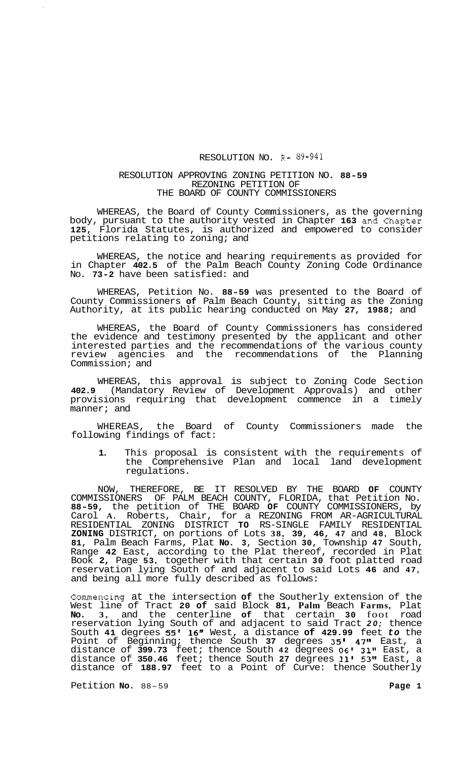# RESOLUTION NO. R- 89-941

## RESOLUTION APPROVING ZONING PETITION NO. 88-59 REZONING PETITION OF THE BOARD OF COUNTY COMMISSIONERS

WHEREAS, the Board of County Commissioners, as the governing body, pursuant to the authority vested in Chapter 163 and Chapter 125, Florida Statutes, is authorized and empowered to consider petitions relating to zoning; and

WHEREAS, the notice and hearing requirements as provided for in Chapter 402.5 of the Palm Beach County Zoning Code Ordinance No. 73-2 have been satisfied: and

WHEREAS, Petition No. 88-59 was presented to the Board of County Commissioners of Palm Beach County, sitting as the Zoning Authority, at its public hearing conducted on May 27, 1988; and

WHEREAS, the Board of County Commissioners has considered the evidence and testimony presented by the applicant and other interested parties and the recommendations of the various county review agencies and the recommendations of the Planning Commission; and

WHEREAS, this approval is subject to Zoning Code Section 402.9 (Mandatory Review of Development Approvals) and other provisions requiring that development commence in a timely manner; and

WHEREAS, the Board of County Commissioners made the following findings of fact:

1. This proposal is consistent with the requirements of the Comprehensive Plan and local land development regulations.

NOW, THEREFORE, BE IT RESOLVED BY THE BOARD OF COUNTY COMMISSIONERS OF PALM BEACH COUNTY, FLORIDA, that Petition No. 88-59, the petition of THE BOARD OF COUNTY COMMISSIONERS, by Carol A. Roberts, Chair, for a REZONING FROM AR-AGRICULTURAL RESIDENTIAL ZONING DISTRICT TO RS-SINGLE FAMILY RESIDENTIAL ZONING DISTRICT, on portions of Lots 38, 39, 46, 47 and 48, Block 81, Palm Beach Farms, Plat No. 3, Section 30, Township 47 South, Range 42 East, according to the Plat thereof, recorded in Plat Book 2, Page 53, together with that certain 30 foot platted road reservation lying South of and adjacent to said Lots 46 and 47, and being all more fully described as follows:

Commencing at the intersection of the Southerly extension of the West line of Tract 20 of said Block 81, Palm Beach Farms, Plat No. 3, and the centerline of that certain 30 foot road reservation lying South of and adjacent to said Tract 20; thence South 41 degrees 55' 16" West, a distance of 429.99 feet to the Point of Beginning; thence South 37 degrees 35' 47" East, a distance of 399.73 feet; thence South 42 degrees 06' 31" East, a distance of 350.46 feet; thence South 27 degrees 11' 53" East, a distance of 188.97 feet to a Point of Curve: thence Southerly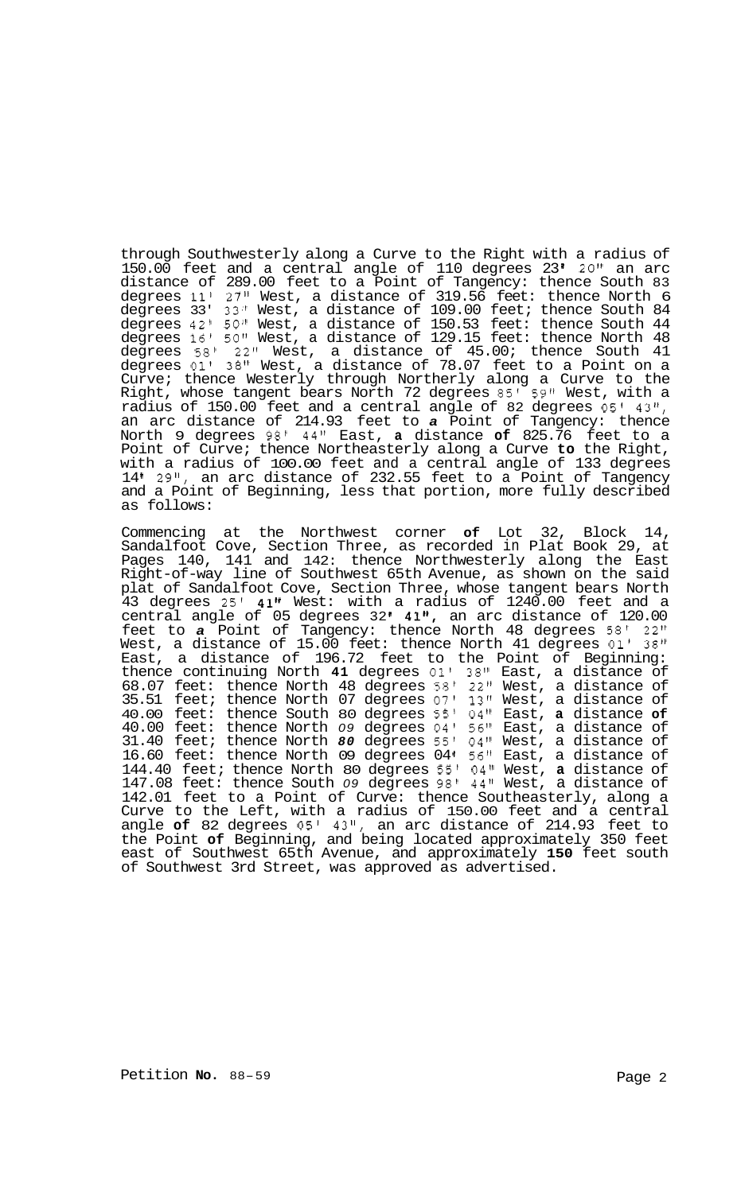through Southwesterly along a Curve to the Right with a radius of 150.00 feet and a central angle of 110 degrees 23' 20" an arc distance of 289.00 feet to a Point of Tangency: thence South 83 degrees 11' 27" West, a distance of 319.56 feet: thence North 6 degrees 33' 33" West, a distance of 109.00 feet; thence South 84 degrees 42' 50" West, a distance of 150.53 feet: thence South 44 degrees 16' 50" West, a distance of 129.15 feet: thence North 48 degrees 58' 22" West, a distance of 45.00; thence South 41 degrees 01' 38" West, a distance of 78.07 feet to a Point on a Curve; thence Westerly through Northerly along a Curve to the Right, whose tangent bears North 72 degrees 85' 59" West, with a radius of 150.00 feet and a central angle of 82 degrees 05' 43", an arc distance of 214.93 feet to *a* Point of Tangency: thence North 9 degrees 98' 44" East, **a** distance **of** 825.76 feet to a Point of Curve; thence Northeasterly along a Curve **to** the Right, with a radius of 100.00 feet and a central angle of 133 degrees 14' 29", an arc distance of 232.55 feet to a Point of Tangency and a Point of Beginning, less that portion, more fully described as follows:

Commencing at the Northwest corner **of** Lot 32, Block 14, Sandalfoot Cove, Section Three, as recorded in Plat Book 29, at Pages 140, 141 and 142: thence Northwesterly along the East Right-of-way line of Southwest 65th Avenue, as shown on the said plat of Sandalfoot Cove, Section Three, whose tangent bears North 43 degrees 25' **41"** West: with a radius of 1240.00 feet and a central angle of 05 degrees 32' **41"**, an arc distance of 120.00 feet to *a* Point of Tangency: thence North 48 degrees 58' 22" West, a distance of 15.00 feet: thence North 41 degrees 01' 38" East, a distance of 196.72 feet to the Point of Beginning: thence continuing North **41** degrees 01' 38" East, a distance of 68.07 feet: thence North 48 degrees 58' 22" West, a distance of 35.51 feet; thence North 07 degrees 07' 13" West, a distance of 40.00 feet: thence South 80 degrees 55' 04" East, **a** distance **of** 40.00 feet: thence North *09* degrees 04' 56" East, a distance of 31.40 feet; thence North ***80*** degrees 55' 04" West, a distance of 16.60 feet: thence North 09 degrees 04' 56" East, a distance of 144.40 feet; thence North 80 degrees 55' 04" West, **a** distance of 147.08 feet: thence South *09* degrees 98' 44" West, a distance of 142.01 feet to a Point of Curve: thence Southeasterly, along a Curve to the Left, with a radius of 150.00 feet and a central angle **of** 82 degrees 05' 43", an arc distance of 214.93 feet to the Point **of** Beginning, and being located approximately 350 feet east of Southwest 65th Avenue, and approximately **150** feet south of Southwest 3rd Street, was approved as advertised.

Petition **No.** 88-59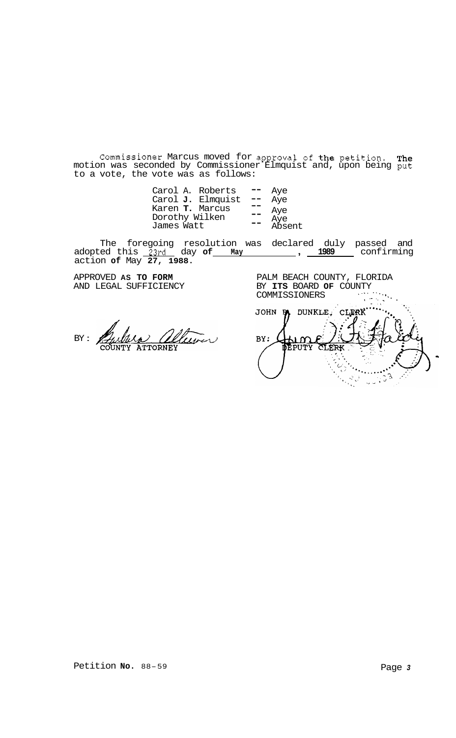Commissioner Marcus moved for approval of the petition. The motion was seconded by Commissioner Elmquist and, upon being put to a vote, the vote was as follows:

| | | |
|---|---|---|
| Carol A. Roberts | -- | Aye |
| Carol **J.** Elmquist | -- | Aye |
| Karen **T.** Marcus | -- | Aye |
| Dorothy Wilken | -- | Aye |
| James Watt | -- | Absent |

The foregoing resolution was declared duly passed and adopted this 23rd day **of** **May**, **1989** confirming action **of** May **27, 1988**.

APPROVED **AS TO FORM**
AND LEGAL SUFFICIENCY

BY: COUNTY ATTORNEY

PALM BEACH COUNTY, FLORIDA
BY **ITS** BOARD **OF** COUNTY
COMMISSIONERS

JOHN B. DUNKLE, CLERK

BY: DEPUTY CLERK

Petition **No.** 88-59